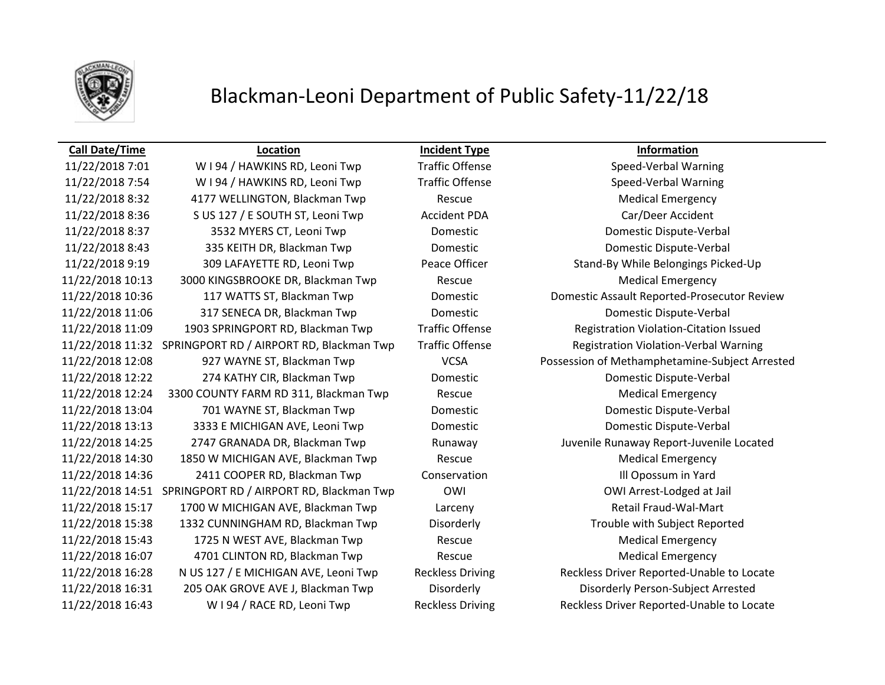# Blackman-Leoni Department of Public Safety-11/22/18

| Call Date/Time | Location | Incident Type | Information |
|---|---|---|---|
| 11/22/2018 7:01 | W I 94 / HAWKINS RD, Leoni Twp | Traffic Offense | Speed-Verbal Warning |
| 11/22/2018 7:54 | W I 94 / HAWKINS RD, Leoni Twp | Traffic Offense | Speed-Verbal Warning |
| 11/22/2018 8:32 | 4177 WELLINGTON, Blackman Twp | Rescue | Medical Emergency |
| 11/22/2018 8:36 | S US 127 / E SOUTH ST, Leoni Twp | Accident PDA | Car/Deer Accident |
| 11/22/2018 8:37 | 3532 MYERS CT, Leoni Twp | Domestic | Domestic Dispute-Verbal |
| 11/22/2018 8:43 | 335 KEITH DR, Blackman Twp | Domestic | Domestic Dispute-Verbal |
| 11/22/2018 9:19 | 309 LAFAYETTE RD, Leoni Twp | Peace Officer | Stand-By While Belongings Picked-Up |
| 11/22/2018 10:13 | 3000 KINGSBROOKE DR, Blackman Twp | Rescue | Medical Emergency |
| 11/22/2018 10:36 | 117 WATTS ST, Blackman Twp | Domestic | Domestic Assault Reported-Prosecutor Review |
| 11/22/2018 11:06 | 317 SENECA DR, Blackman Twp | Domestic | Domestic Dispute-Verbal |
| 11/22/2018 11:09 | 1903 SPRINGPORT RD, Blackman Twp | Traffic Offense | Registration Violation-Citation Issued |
| 11/22/2018 11:32 | SPRINGPORT RD / AIRPORT RD, Blackman Twp | Traffic Offense | Registration Violation-Verbal Warning |
| 11/22/2018 12:08 | 927 WAYNE ST, Blackman Twp | VCSA | Possession of Methamphetamine-Subject Arrested |
| 11/22/2018 12:22 | 274 KATHY CIR, Blackman Twp | Domestic | Domestic Dispute-Verbal |
| 11/22/2018 12:24 | 3300 COUNTY FARM RD 311, Blackman Twp | Rescue | Medical Emergency |
| 11/22/2018 13:04 | 701 WAYNE ST, Blackman Twp | Domestic | Domestic Dispute-Verbal |
| 11/22/2018 13:13 | 3333 E MICHIGAN AVE, Leoni Twp | Domestic | Domestic Dispute-Verbal |
| 11/22/2018 14:25 | 2747 GRANADA DR, Blackman Twp | Runaway | Juvenile Runaway Report-Juvenile Located |
| 11/22/2018 14:30 | 1850 W MICHIGAN AVE, Blackman Twp | Rescue | Medical Emergency |
| 11/22/2018 14:36 | 2411 COOPER RD, Blackman Twp | Conservation | Ill Opossum in Yard |
| 11/22/2018 14:51 | SPRINGPORT RD / AIRPORT RD, Blackman Twp | OWI | OWI Arrest-Lodged at Jail |
| 11/22/2018 15:17 | 1700 W MICHIGAN AVE, Blackman Twp | Larceny | Retail Fraud-Wal-Mart |
| 11/22/2018 15:38 | 1332 CUNNINGHAM RD, Blackman Twp | Disorderly | Trouble with Subject Reported |
| 11/22/2018 15:43 | 1725 N WEST AVE, Blackman Twp | Rescue | Medical Emergency |
| 11/22/2018 16:07 | 4701 CLINTON RD, Blackman Twp | Rescue | Medical Emergency |
| 11/22/2018 16:28 | N US 127 / E MICHIGAN AVE, Leoni Twp | Reckless Driving | Reckless Driver Reported-Unable to Locate |
| 11/22/2018 16:31 | 205 OAK GROVE AVE J, Blackman Twp | Disorderly | Disorderly Person-Subject Arrested |
| 11/22/2018 16:43 | W I 94 / RACE RD, Leoni Twp | Reckless Driving | Reckless Driver Reported-Unable to Locate |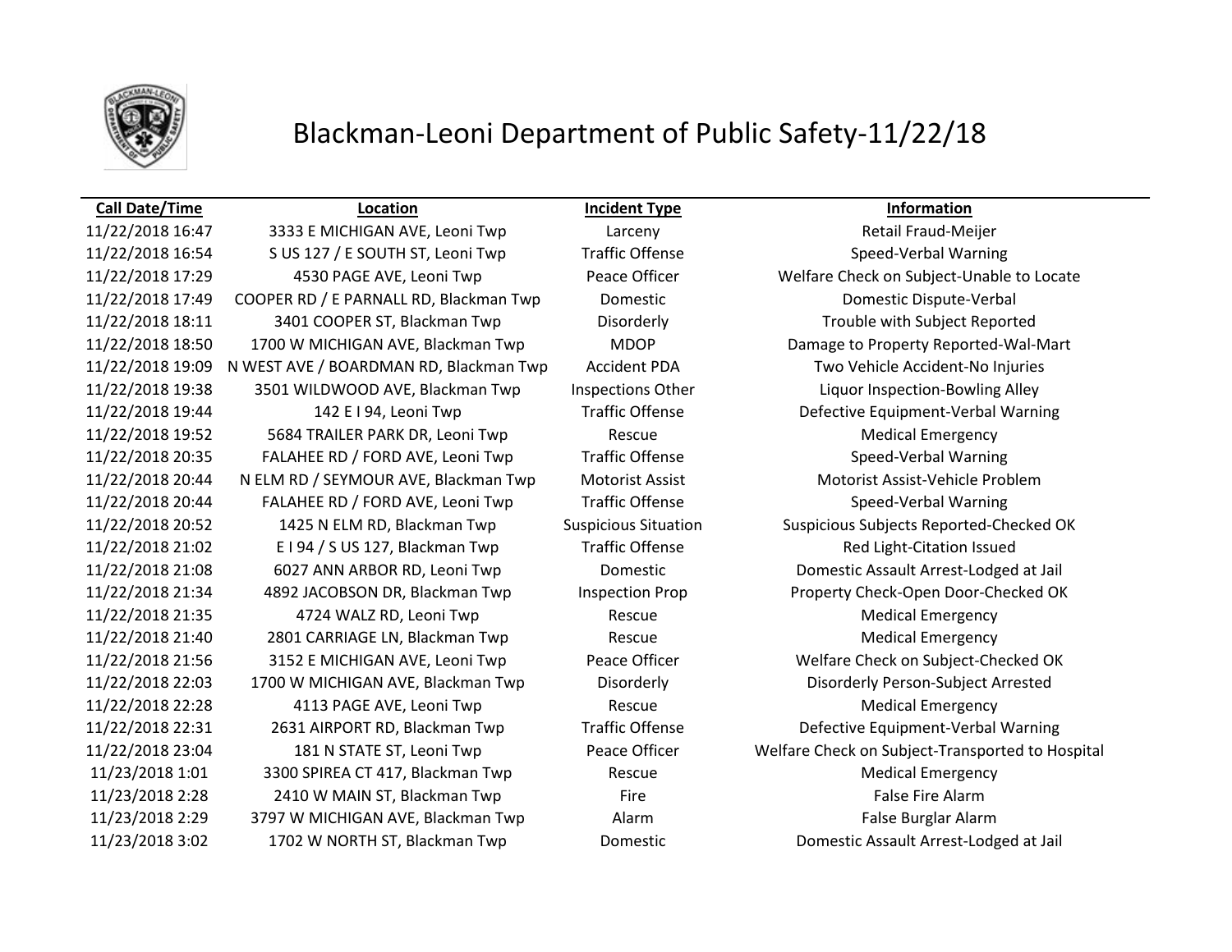# Blackman-Leoni Department of Public Safety-11/22/18

| Call Date/Time | Location | Incident Type | Information |
|---|---|---|---|
| 11/22/2018 16:47 | 3333 E MICHIGAN AVE, Leoni Twp | Larceny | Retail Fraud-Meijer |
| 11/22/2018 16:54 | S US 127 / E SOUTH ST, Leoni Twp | Traffic Offense | Speed-Verbal Warning |
| 11/22/2018 17:29 | 4530 PAGE AVE, Leoni Twp | Peace Officer | Welfare Check on Subject-Unable to Locate |
| 11/22/2018 17:49 | COOPER RD / E PARNALL RD, Blackman Twp | Domestic | Domestic Dispute-Verbal |
| 11/22/2018 18:11 | 3401 COOPER ST, Blackman Twp | Disorderly | Trouble with Subject Reported |
| 11/22/2018 18:50 | 1700 W MICHIGAN AVE, Blackman Twp | MDOP | Damage to Property Reported-Wal-Mart |
| 11/22/2018 19:09 | N WEST AVE / BOARDMAN RD, Blackman Twp | Accident PDA | Two Vehicle Accident-No Injuries |
| 11/22/2018 19:38 | 3501 WILDWOOD AVE, Blackman Twp | Inspections Other | Liquor Inspection-Bowling Alley |
| 11/22/2018 19:44 | 142 E I 94, Leoni Twp | Traffic Offense | Defective Equipment-Verbal Warning |
| 11/22/2018 19:52 | 5684 TRAILER PARK DR, Leoni Twp | Rescue | Medical Emergency |
| 11/22/2018 20:35 | FALAHEE RD / FORD AVE, Leoni Twp | Traffic Offense | Speed-Verbal Warning |
| 11/22/2018 20:44 | N ELM RD / SEYMOUR AVE, Blackman Twp | Motorist Assist | Motorist Assist-Vehicle Problem |
| 11/22/2018 20:44 | FALAHEE RD / FORD AVE, Leoni Twp | Traffic Offense | Speed-Verbal Warning |
| 11/22/2018 20:52 | 1425 N ELM RD, Blackman Twp | Suspicious Situation | Suspicious Subjects Reported-Checked OK |
| 11/22/2018 21:02 | E I 94 / S US 127, Blackman Twp | Traffic Offense | Red Light-Citation Issued |
| 11/22/2018 21:08 | 6027 ANN ARBOR RD, Leoni Twp | Domestic | Domestic Assault Arrest-Lodged at Jail |
| 11/22/2018 21:34 | 4892 JACOBSON DR, Blackman Twp | Inspection Prop | Property Check-Open Door-Checked OK |
| 11/22/2018 21:35 | 4724 WALZ RD, Leoni Twp | Rescue | Medical Emergency |
| 11/22/2018 21:40 | 2801 CARRIAGE LN, Blackman Twp | Rescue | Medical Emergency |
| 11/22/2018 21:56 | 3152 E MICHIGAN AVE, Leoni Twp | Peace Officer | Welfare Check on Subject-Checked OK |
| 11/22/2018 22:03 | 1700 W MICHIGAN AVE, Blackman Twp | Disorderly | Disorderly Person-Subject Arrested |
| 11/22/2018 22:28 | 4113 PAGE AVE, Leoni Twp | Rescue | Medical Emergency |
| 11/22/2018 22:31 | 2631 AIRPORT RD, Blackman Twp | Traffic Offense | Defective Equipment-Verbal Warning |
| 11/22/2018 23:04 | 181 N STATE ST, Leoni Twp | Peace Officer | Welfare Check on Subject-Transported to Hospital |
| 11/23/2018 1:01 | 3300 SPIREA CT 417, Blackman Twp | Rescue | Medical Emergency |
| 11/23/2018 2:28 | 2410 W MAIN ST, Blackman Twp | Fire | False Fire Alarm |
| 11/23/2018 2:29 | 3797 W MICHIGAN AVE, Blackman Twp | Alarm | False Burglar Alarm |
| 11/23/2018 3:02 | 1702 W NORTH ST, Blackman Twp | Domestic | Domestic Assault Arrest-Lodged at Jail |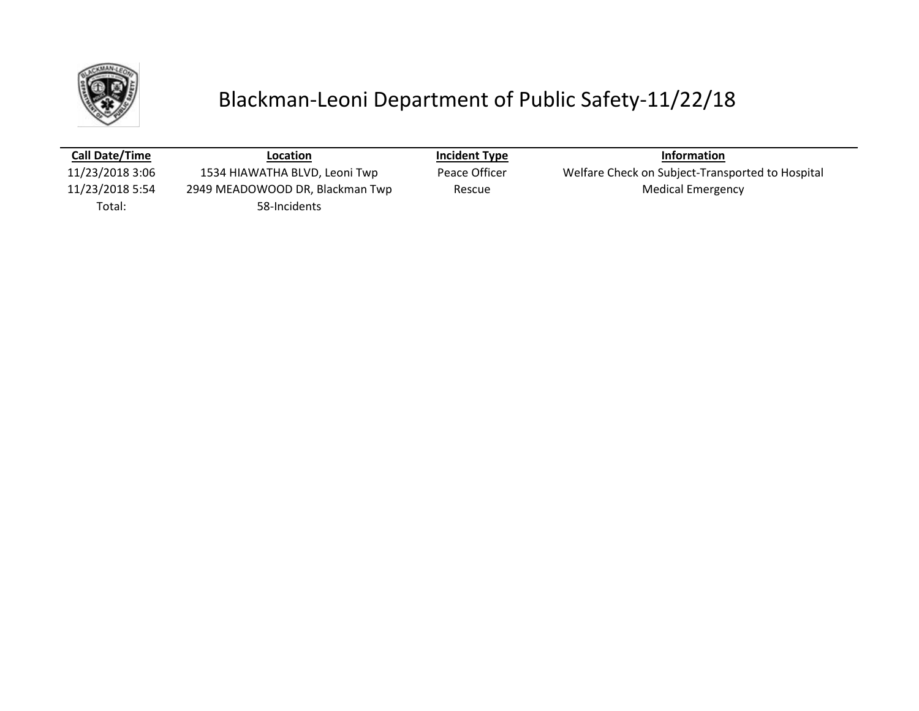# Blackman-Leoni Department of Public Safety-11/22/18

| Call Date/Time | Location | Incident Type | Information |
|---|---|---|---|
| 11/23/2018 3:06 | 1534 HIAWATHA BLVD, Leoni Twp | Peace Officer | Welfare Check on Subject-Transported to Hospital |
| 11/23/2018 5:54 | 2949 MEADOWOOD DR, Blackman Twp | Rescue | Medical Emergency |
| Total: | 58-Incidents | | |